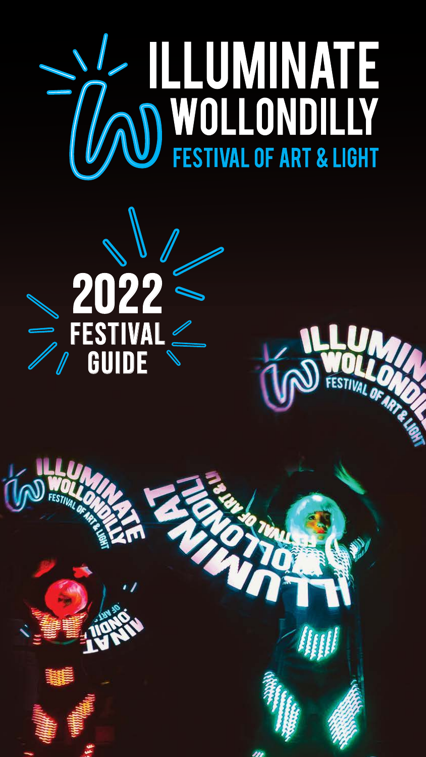# ILLUMINATE WOLLONDILLY

## FESTIVAL OF ART & LIGHT

# 2022 FESTIVAL GUIDE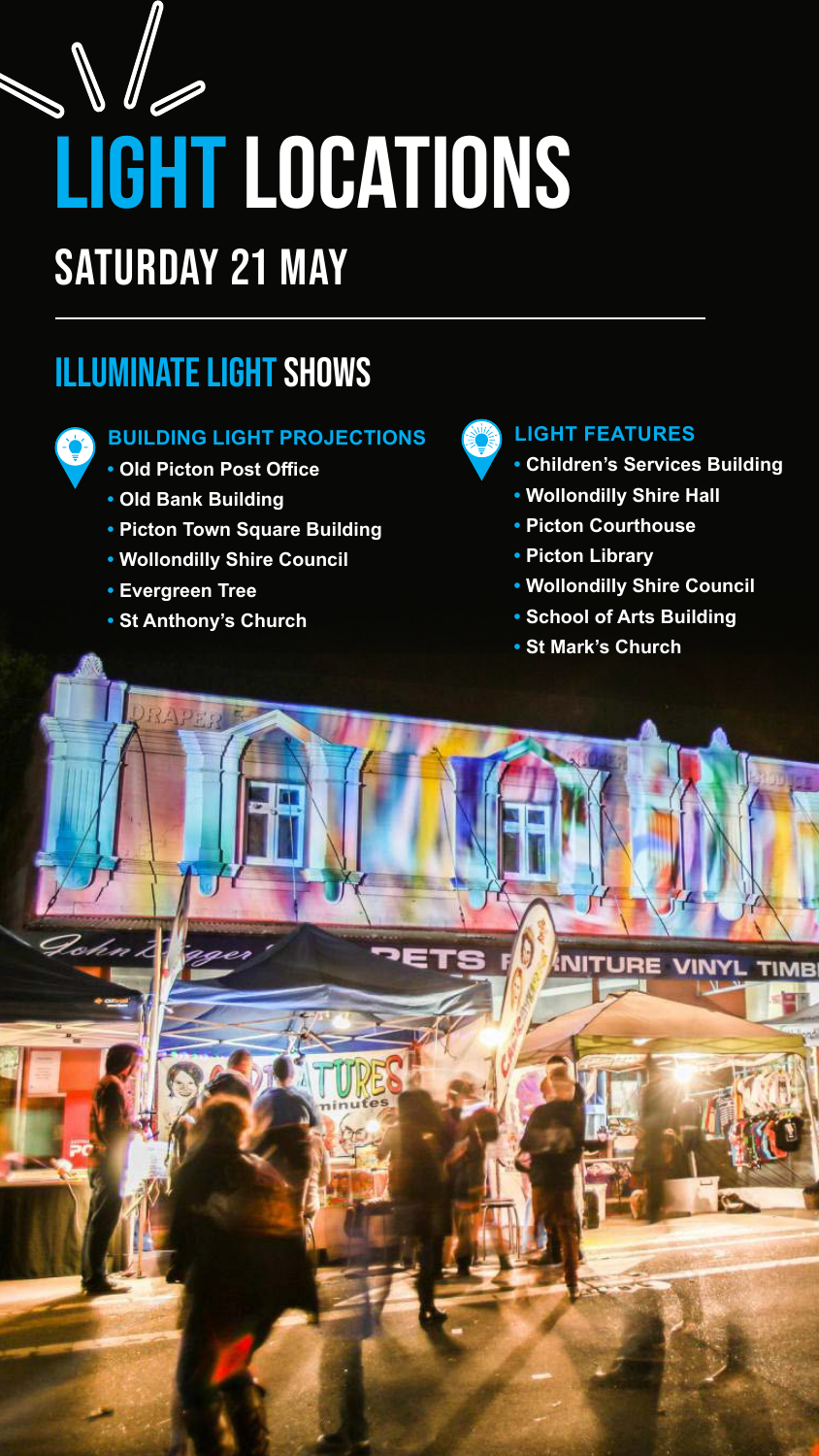# LIGHT LOCATIONS

## SATURDAY 21 MAY

---

## ILLUMINATE LIGHT SHOWS

### BUILDING LIGHT PROJECTIONS

- Old Picton Post Office
- Old Bank Building
- Picton Town Square Building
- Wollondilly Shire Council
- Evergreen Tree
- St Anthony's Church

### LIGHT FEATURES

- Children's Services Building
- Wollondilly Shire Hall
- Picton Courthouse
- Picton Library
- Wollondilly Shire Council
- School of Arts Building
- St Mark's Church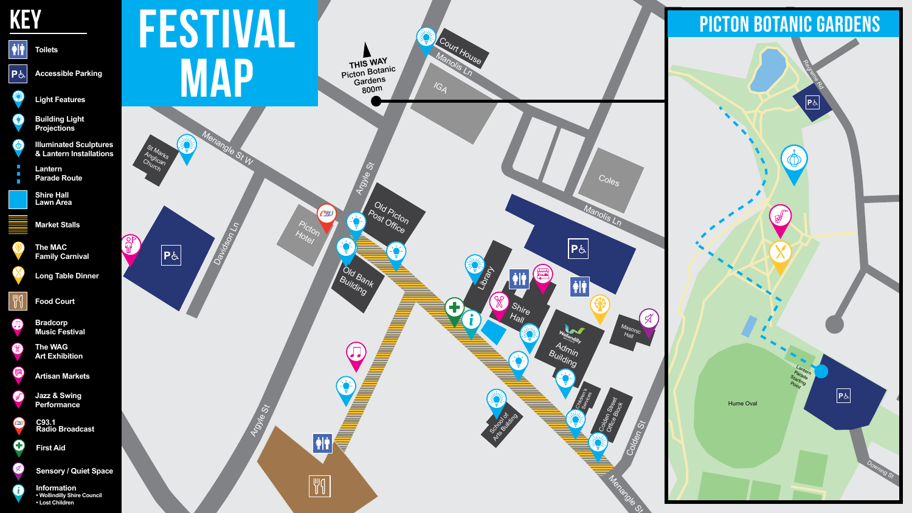# FESTIVAL MAP

## KEY

- Toilets
- Accessible Parking
- Light Features
- Building Light Projections
- Illuminated Sculptures & Lantern Installations
- Lantern Parade Route
- Shire Hall Lawn Area
- Market Stalls
- The MAC Family Carnival
- Long Table Dinner
- Food Court
- Bradcorp Music Festival
- The WAG Art Exhibition
- Artisan Markets
- Jazz & Swing Performance
- C93.1 Radio Broadcast
- First Aid
- Sensory / Quiet Space
- Information
  - Wollondilly Shire Council
  - Lost Children

THIS WAY Picton Botanic Gardens 800m

Court House, Manolis Ln, IGA, Menangle St W, St Marks Anglican Church, Davidson Ln, Picton Hotel, Argyle St, Old Picton Post Office, Old Bank Building, Coles, Manolis Ln, Library, Shire Hall, Wollondilly Admin Building, Masonic Hall, School of Arts Building, Colden's Services, Colden Street Office Block, Colden St, Menangle St

## PICTON BOTANIC GARDENS

Regreme Rd, Lantern Parade Starting Point, Hume Oval, Downing St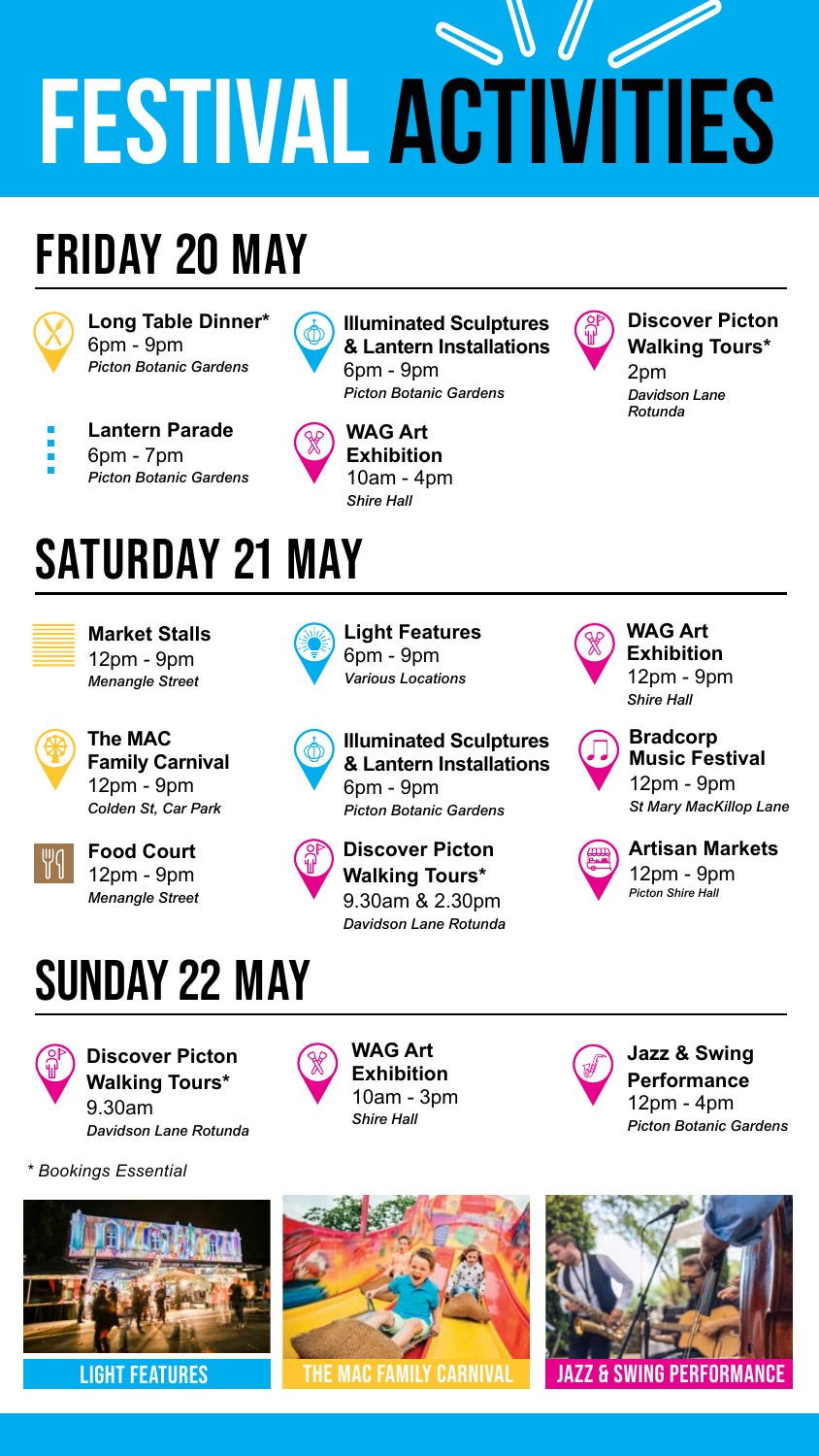# FESTIVAL ACTIVITIES

## FRIDAY 20 MAY

**Long Table Dinner***
6pm - 9pm
*Picton Botanic Gardens*

**Lantern Parade**
6pm - 7pm
*Picton Botanic Gardens*

**Illuminated Sculptures & Lantern Installations**
6pm - 9pm
*Picton Botanic Gardens*

**WAG Art Exhibition**
10am - 4pm
*Shire Hall*

**Discover Picton Walking Tours***
2pm
*Davidson Lane Rotunda*

## SATURDAY 21 MAY

**Market Stalls**
12pm - 9pm
*Menangle Street*

**The MAC Family Carnival**
12pm - 9pm
*Colden St, Car Park*

**Food Court**
12pm - 9pm
*Menangle Street*

**Light Features**
6pm - 9pm
*Various Locations*

**Illuminated Sculptures & Lantern Installations**
6pm - 9pm
*Picton Botanic Gardens*

**Discover Picton Walking Tours***
9.30am & 2.30pm
*Davidson Lane Rotunda*

**WAG Art Exhibition**
12pm - 9pm
*Shire Hall*

**Bradcorp Music Festival**
12pm - 9pm
*St Mary MacKillop Lane*

**Artisan Markets**
12pm - 9pm
*Picton Shire Hall*

## SUNDAY 22 MAY

**Discover Picton Walking Tours***
9.30am
*Davidson Lane Rotunda*

**WAG Art Exhibition**
10am - 3pm
*Shire Hall*

**Jazz & Swing Performance**
12pm - 4pm
*Picton Botanic Gardens*

*\* Bookings Essential*

LIGHT FEATURES

THE MAC FAMILY CARNIVAL

JAZZ & SWING PERFORMANCE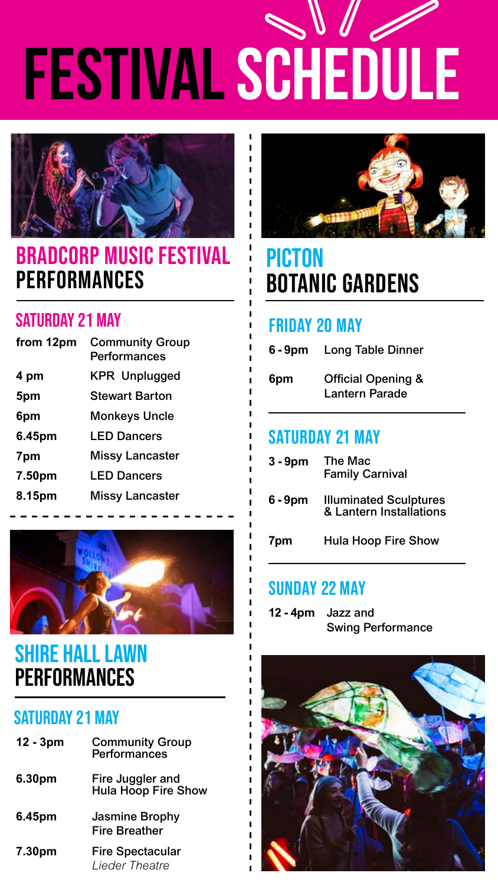# FESTIVAL SCHEDULE

## BRADCORP MUSIC FESTIVAL PERFORMANCES

### SATURDAY 21 MAY

| | |
|---|---|
| **from 12pm** | Community Group Performances |
| **4 pm** | KPR Unplugged |
| **5pm** | Stewart Barton |
| **6pm** | Monkeys Uncle |
| **6.45pm** | LED Dancers |
| **7pm** | Missy Lancaster |
| **7.50pm** | LED Dancers |
| **8.15pm** | Missy Lancaster |

## SHIRE HALL LAWN PERFORMANCES

### SATURDAY 21 MAY

| | |
|---|---|
| **12 - 3pm** | Community Group Performances |
| **6.30pm** | Fire Juggler and Hula Hoop Fire Show |
| **6.45pm** | Jasmine Brophy Fire Breather |
| **7.30pm** | Fire Spectacular *Lieder Theatre* |

## PICTON BOTANIC GARDENS

### FRIDAY 20 MAY

| | |
|---|---|
| **6 - 9pm** | Long Table Dinner |
| **6pm** | Official Opening & Lantern Parade |

### SATURDAY 21 MAY

| | |
|---|---|
| **3 - 9pm** | The Mac Family Carnival |
| **6 - 9pm** | Illuminated Sculptures & Lantern Installations |
| **7pm** | Hula Hoop Fire Show |

### SUNDAY 22 MAY

| | |
|---|---|
| **12 - 4pm** | Jazz and Swing Performance |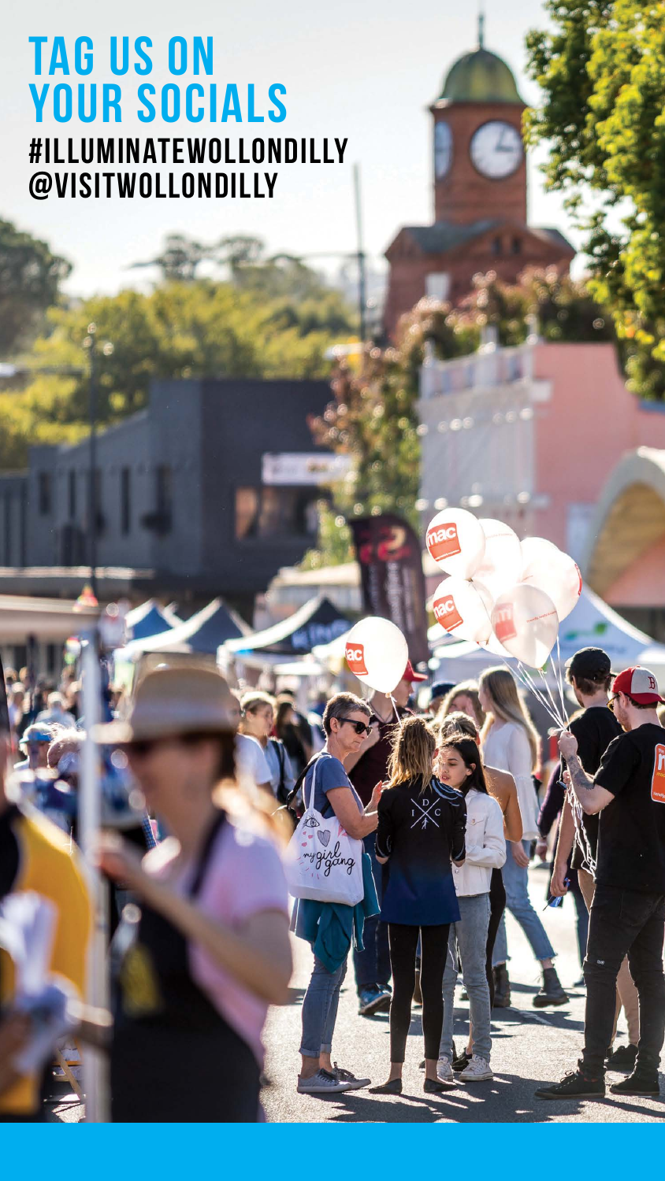# TAG US ON YOUR SOCIALS

**#ILLUMINATEWOLLONDILLY**
**@VISITWOLLONDILLY**